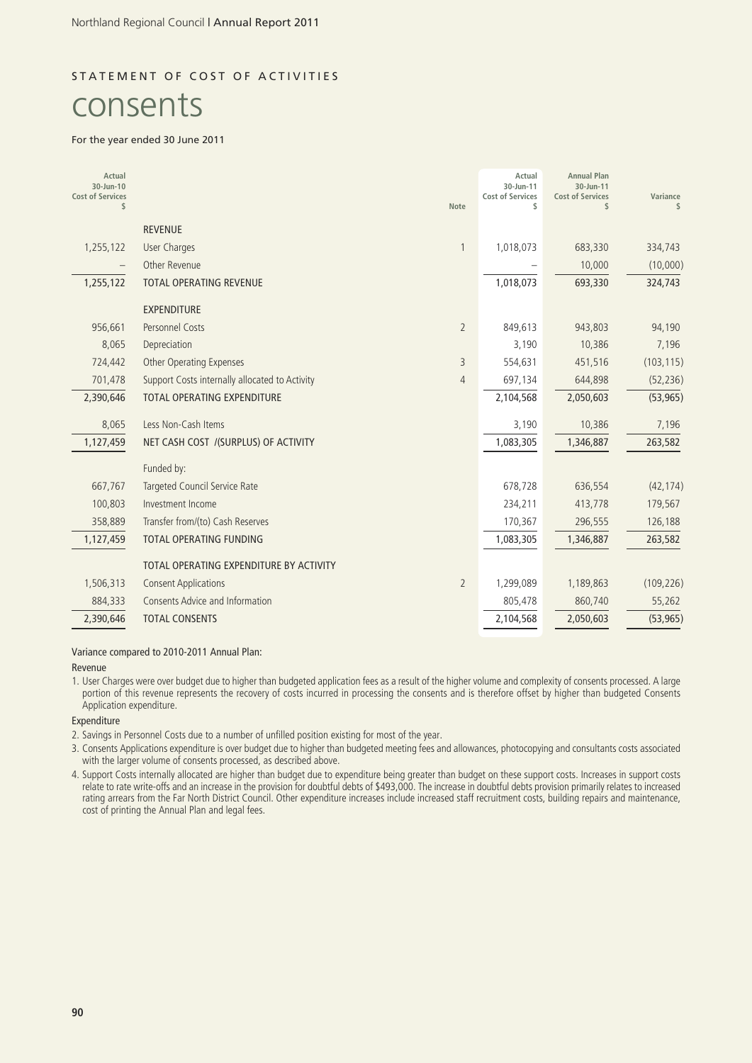STATEMENT OF COST OF ACTIVITIES

# consents

For the year ended 30 June 2011

| Actual 30-Jun-10 Cost of Services $ | | Note | Actual 30-Jun-11 Cost of Services $ | Annual Plan 30-Jun-11 Cost of Services $ | Variance $ |
|---|---|---|---|---|---|
| | REVENUE | | | | |
| 1,255,122 | User Charges | 1 | 1,018,073 | 683,330 | 334,743 |
| – | Other Revenue | | – | 10,000 | (10,000) |
| 1,255,122 | TOTAL OPERATING REVENUE | | 1,018,073 | 693,330 | 324,743 |
| | EXPENDITURE | | | | |
| 956,661 | Personnel Costs | 2 | 849,613 | 943,803 | 94,190 |
| 8,065 | Depreciation | | 3,190 | 10,386 | 7,196 |
| 724,442 | Other Operating Expenses | 3 | 554,631 | 451,516 | (103,115) |
| 701,478 | Support Costs internally allocated to Activity | 4 | 697,134 | 644,898 | (52,236) |
| 2,390,646 | TOTAL OPERATING EXPENDITURE | | 2,104,568 | 2,050,603 | (53,965) |
| 8,065 | Less Non-Cash Items | | 3,190 | 10,386 | 7,196 |
| 1,127,459 | NET CASH COST /(SURPLUS) OF ACTIVITY | | 1,083,305 | 1,346,887 | 263,582 |
| | Funded by: | | | | |
| 667,767 | Targeted Council Service Rate | | 678,728 | 636,554 | (42,174) |
| 100,803 | Investment Income | | 234,211 | 413,778 | 179,567 |
| 358,889 | Transfer from/(to) Cash Reserves | | 170,367 | 296,555 | 126,188 |
| 1,127,459 | TOTAL OPERATING FUNDING | | 1,083,305 | 1,346,887 | 263,582 |
| | TOTAL OPERATING EXPENDITURE BY ACTIVITY | | | | |
| 1,506,313 | Consent Applications | 2 | 1,299,089 | 1,189,863 | (109,226) |
| 884,333 | Consents Advice and Information | | 805,478 | 860,740 | 55,262 |
| 2,390,646 | TOTAL CONSENTS | | 2,104,568 | 2,050,603 | (53,965) |

Variance compared to 2010-2011 Annual Plan:

Revenue

1. User Charges were over budget due to higher than budgeted application fees as a result of the higher volume and complexity of consents processed. A large portion of this revenue represents the recovery of costs incurred in processing the consents and is therefore offset by higher than budgeted Consents Application expenditure.

Expenditure

2. Savings in Personnel Costs due to a number of unfilled position existing for most of the year.
3. Consents Applications expenditure is over budget due to higher than budgeted meeting fees and allowances, photocopying and consultants costs associated with the larger volume of consents processed, as described above.
4. Support Costs internally allocated are higher than budget due to expenditure being greater than budget on these support costs. Increases in support costs relate to rate write-offs and an increase in the provision for doubtful debts of $493,000. The increase in doubtful debts provision primarily relates to increased rating arrears from the Far North District Council. Other expenditure increases include increased staff recruitment costs, building repairs and maintenance, cost of printing the Annual Plan and legal fees.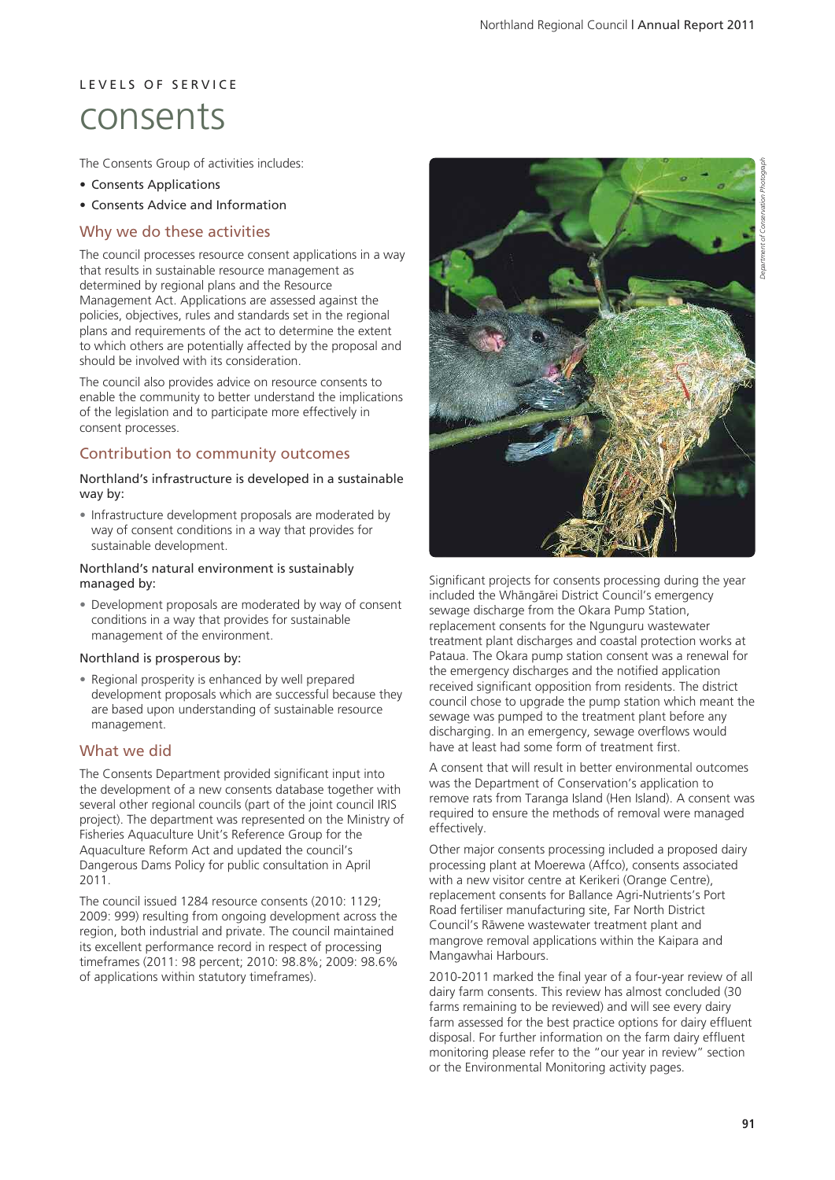LEVELS OF SERVICE

# consents

The Consents Group of activities includes:

- Consents Applications
- Consents Advice and Information

## Why we do these activities

The council processes resource consent applications in a way that results in sustainable resource management as determined by regional plans and the Resource Management Act. Applications are assessed against the policies, objectives, rules and standards set in the regional plans and requirements of the act to determine the extent to which others are potentially affected by the proposal and should be involved with its consideration.

The council also provides advice on resource consents to enable the community to better understand the implications of the legislation and to participate more effectively in consent processes.

## Contribution to community outcomes

Northland's infrastructure is developed in a sustainable way by:

- Infrastructure development proposals are moderated by way of consent conditions in a way that provides for sustainable development.

Northland's natural environment is sustainably managed by:

- Development proposals are moderated by way of consent conditions in a way that provides for sustainable management of the environment.

Northland is prosperous by:

- Regional prosperity is enhanced by well prepared development proposals which are successful because they are based upon understanding of sustainable resource management.

## What we did

The Consents Department provided significant input into the development of a new consents database together with several other regional councils (part of the joint council IRIS project). The department was represented on the Ministry of Fisheries Aquaculture Unit's Reference Group for the Aquaculture Reform Act and updated the council's Dangerous Dams Policy for public consultation in April 2011.

The council issued 1284 resource consents (2010: 1129; 2009: 999) resulting from ongoing development across the region, both industrial and private. The council maintained its excellent performance record in respect of processing timeframes (2011: 98 percent; 2010: 98.8%; 2009: 98.6% of applications within statutory timeframes).

*Department of Conservation Photograph*

Significant projects for consents processing during the year included the Whāngārei District Council's emergency sewage discharge from the Okara Pump Station, replacement consents for the Ngunguru wastewater treatment plant discharges and coastal protection works at Pataua. The Okara pump station consent was a renewal for the emergency discharges and the notified application received significant opposition from residents. The district council chose to upgrade the pump station which meant the sewage was pumped to the treatment plant before any discharging. In an emergency, sewage overflows would have at least had some form of treatment first.

A consent that will result in better environmental outcomes was the Department of Conservation's application to remove rats from Taranga Island (Hen Island). A consent was required to ensure the methods of removal were managed effectively.

Other major consents processing included a proposed dairy processing plant at Moerewa (Affco), consents associated with a new visitor centre at Kerikeri (Orange Centre), replacement consents for Ballance Agri-Nutrients's Port Road fertiliser manufacturing site, Far North District Council's Rāwene wastewater treatment plant and mangrove removal applications within the Kaipara and Mangawhai Harbours.

2010-2011 marked the final year of a four-year review of all dairy farm consents. This review has almost concluded (30 farms remaining to be reviewed) and will see every dairy farm assessed for the best practice options for dairy effluent disposal. For further information on the farm dairy effluent monitoring please refer to the "our year in review" section or the Environmental Monitoring activity pages.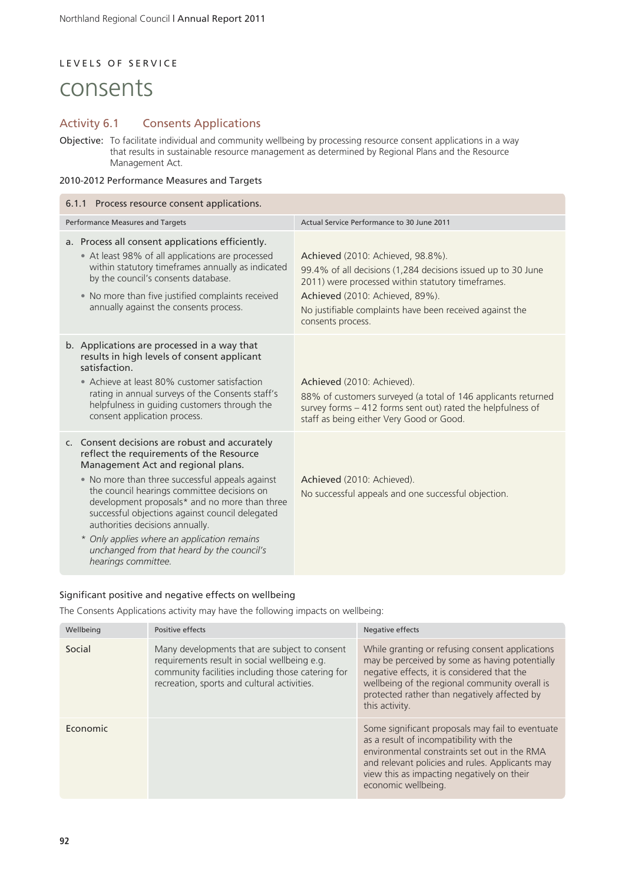LEVELS OF SERVICE

# consents

## Activity 6.1 Consents Applications

**Objective:** To facilitate individual and community wellbeing by processing resource consent applications in a way that results in sustainable resource management as determined by Regional Plans and the Resource Management Act.

### 2010-2012 Performance Measures and Targets

| 6.1.1 Process resource consent applications. | |
|---|---|
| Performance Measures and Targets | Actual Service Performance to 30 June 2011 |
| a. Process all consent applications efficiently.<br>• At least 98% of all applications are processed within statutory timeframes annually as indicated by the council's consents database.<br>• No more than five justified complaints received annually against the consents process. | Achieved (2010: Achieved, 98.8%).<br>99.4% of all decisions (1,284 decisions issued up to 30 June 2011) were processed within statutory timeframes.<br>Achieved (2010: Achieved, 89%).<br>No justifiable complaints have been received against the consents process. |
| b. Applications are processed in a way that results in high levels of consent applicant satisfaction.<br>• Achieve at least 80% customer satisfaction rating in annual surveys of the Consents staff's helpfulness in guiding customers through the consent application process. | Achieved (2010: Achieved).<br>88% of customers surveyed (a total of 146 applicants returned survey forms – 412 forms sent out) rated the helpfulness of staff as being either Very Good or Good. |
| c. Consent decisions are robust and accurately reflect the requirements of the Resource Management Act and regional plans.<br>• No more than three successful appeals against the council hearings committee decisions on development proposals* and no more than three successful objections against council delegated authorities decisions annually.<br>*\* Only applies where an application remains unchanged from that heard by the council's hearings committee.* | Achieved (2010: Achieved).<br>No successful appeals and one successful objection. |

### Significant positive and negative effects on wellbeing

The Consents Applications activity may have the following impacts on wellbeing:

| Wellbeing | Positive effects | Negative effects |
|---|---|---|
| Social | Many developments that are subject to consent requirements result in social wellbeing e.g. community facilities including those catering for recreation, sports and cultural activities. | While granting or refusing consent applications may be perceived by some as having potentially negative effects, it is considered that the wellbeing of the regional community overall is protected rather than negatively affected by this activity. |
| Economic | | Some significant proposals may fail to eventuate as a result of incompatibility with the environmental constraints set out in the RMA and relevant policies and rules. Applicants may view this as impacting negatively on their economic wellbeing. |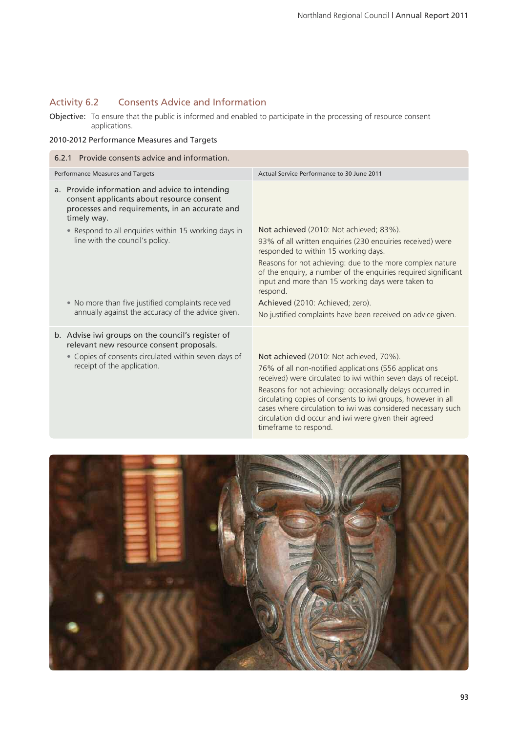## Activity 6.2 Consents Advice and Information

**Objective:** To ensure that the public is informed and enabled to participate in the processing of resource consent applications.

### 2010-2012 Performance Measures and Targets

| 6.2.1 Provide consents advice and information. | |
|---|---|
| **Performance Measures and Targets** | **Actual Service Performance to 30 June 2011** |
| a. Provide information and advice to intending consent applicants about resource consent processes and requirements, in an accurate and timely way. | |
| • Respond to all enquiries within 15 working days in line with the council's policy. | Not achieved (2010: Not achieved; 83%).<br>93% of all written enquiries (230 enquiries received) were responded to within 15 working days.<br>Reasons for not achieving: due to the more complex nature of the enquiry, a number of the enquiries required significant input and more than 15 working days were taken to respond. |
| • No more than five justified complaints received annually against the accuracy of the advice given. | Achieved (2010: Achieved; zero).<br>No justified complaints have been received on advice given. |
| b. Advise iwi groups on the council's register of relevant new resource consent proposals. | |
| • Copies of consents circulated within seven days of receipt of the application. | Not achieved (2010: Not achieved, 70%).<br>76% of all non-notified applications (556 applications received) were circulated to iwi within seven days of receipt.<br>Reasons for not achieving: occasionally delays occurred in circulating copies of consents to iwi groups, however in all cases where circulation to iwi was considered necessary such circulation did occur and iwi were given their agreed timeframe to respond. |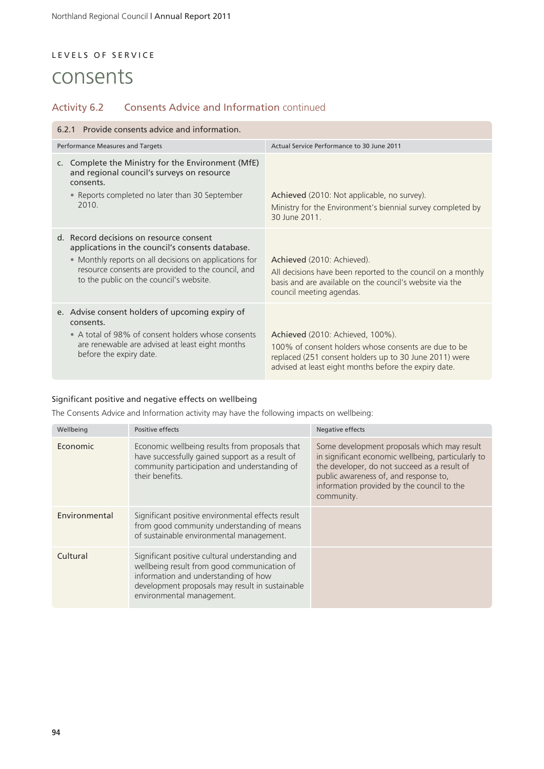LEVELS OF SERVICE

# consents

## Activity 6.2 Consents Advice and Information continued

| 6.2.1 Provide consents advice and information. | |
|---|---|
| **Performance Measures and Targets** | **Actual Service Performance to 30 June 2011** |
| c. Complete the Ministry for the Environment (MfE) and regional council's surveys on resource consents.<br>• Reports completed no later than 30 September 2010. | Achieved (2010: Not applicable, no survey).<br>Ministry for the Environment's biennial survey completed by 30 June 2011. |
| d. Record decisions on resource consent applications in the council's consents database.<br>• Monthly reports on all decisions on applications for resource consents are provided to the council, and to the public on the council's website. | Achieved (2010: Achieved).<br>All decisions have been reported to the council on a monthly basis and are available on the council's website via the council meeting agendas. |
| e. Advise consent holders of upcoming expiry of consents.<br>• A total of 98% of consent holders whose consents are renewable are advised at least eight months before the expiry date. | Achieved (2010: Achieved, 100%).<br>100% of consent holders whose consents are due to be replaced (251 consent holders up to 30 June 2011) were advised at least eight months before the expiry date. |

### Significant positive and negative effects on wellbeing

The Consents Advice and Information activity may have the following impacts on wellbeing:

| Wellbeing | Positive effects | Negative effects |
|---|---|---|
| Economic | Economic wellbeing results from proposals that have successfully gained support as a result of community participation and understanding of their benefits. | Some development proposals which may result in significant economic wellbeing, particularly to the developer, do not succeed as a result of public awareness of, and response to, information provided by the council to the community. |
| Environmental | Significant positive environmental effects result from good community understanding of means of sustainable environmental management. | |
| Cultural | Significant positive cultural understanding and wellbeing result from good communication of information and understanding of how development proposals may result in sustainable environmental management. | |